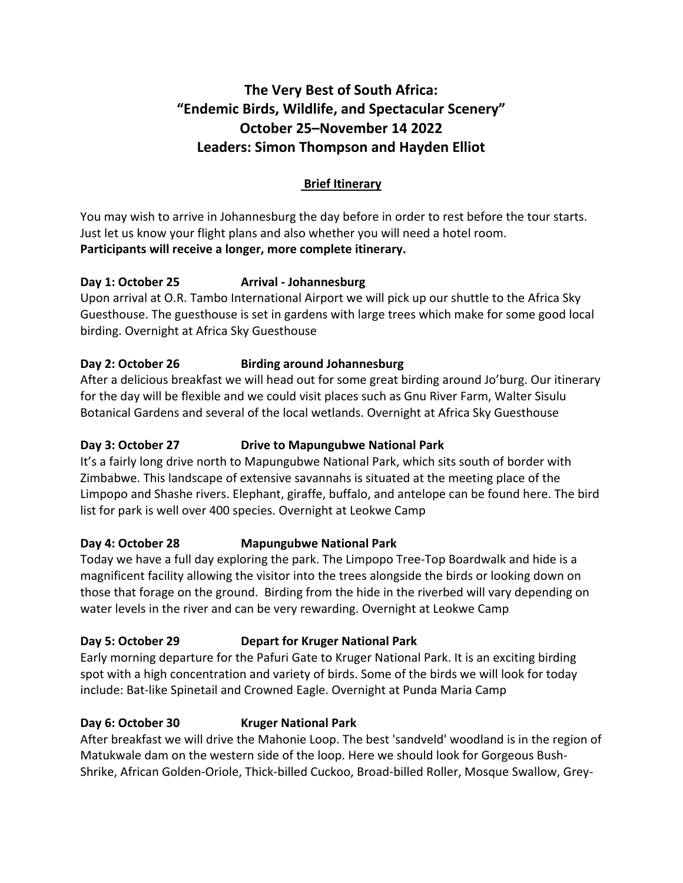# The Very Best of South Africa:
# "Endemic Birds, Wildlife, and Spectacular Scenery"
# October 25–November 14 2022
# Leaders: Simon Thompson and Hayden Elliot

## Brief Itinerary

You may wish to arrive in Johannesburg the day before in order to rest before the tour starts. Just let us know your flight plans and also whether you will need a hotel room.
**Participants will receive a longer, more complete itinerary.**

**Day 1: October 25 Arrival - Johannesburg**
Upon arrival at O.R. Tambo International Airport we will pick up our shuttle to the Africa Sky Guesthouse. The guesthouse is set in gardens with large trees which make for some good local birding. Overnight at Africa Sky Guesthouse

**Day 2: October 26 Birding around Johannesburg**
After a delicious breakfast we will head out for some great birding around Jo'burg. Our itinerary for the day will be flexible and we could visit places such as Gnu River Farm, Walter Sisulu Botanical Gardens and several of the local wetlands. Overnight at Africa Sky Guesthouse

**Day 3: October 27 Drive to Mapungubwe National Park**
It's a fairly long drive north to Mapungubwe National Park, which sits south of border with Zimbabwe. This landscape of extensive savannahs is situated at the meeting place of the Limpopo and Shashe rivers. Elephant, giraffe, buffalo, and antelope can be found here. The bird list for park is well over 400 species. Overnight at Leokwe Camp

**Day 4: October 28 Mapungubwe National Park**
Today we have a full day exploring the park. The Limpopo Tree-Top Boardwalk and hide is a magnificent facility allowing the visitor into the trees alongside the birds or looking down on those that forage on the ground. Birding from the hide in the riverbed will vary depending on water levels in the river and can be very rewarding. Overnight at Leokwe Camp

**Day 5: October 29 Depart for Kruger National Park**
Early morning departure for the Pafuri Gate to Kruger National Park. It is an exciting birding spot with a high concentration and variety of birds. Some of the birds we will look for today include: Bat-like Spinetail and Crowned Eagle. Overnight at Punda Maria Camp

**Day 6: October 30 Kruger National Park**
After breakfast we will drive the Mahonie Loop. The best 'sandveld' woodland is in the region of Matukwale dam on the western side of the loop. Here we should look for Gorgeous Bush-Shrike, African Golden-Oriole, Thick-billed Cuckoo, Broad-billed Roller, Mosque Swallow, Grey-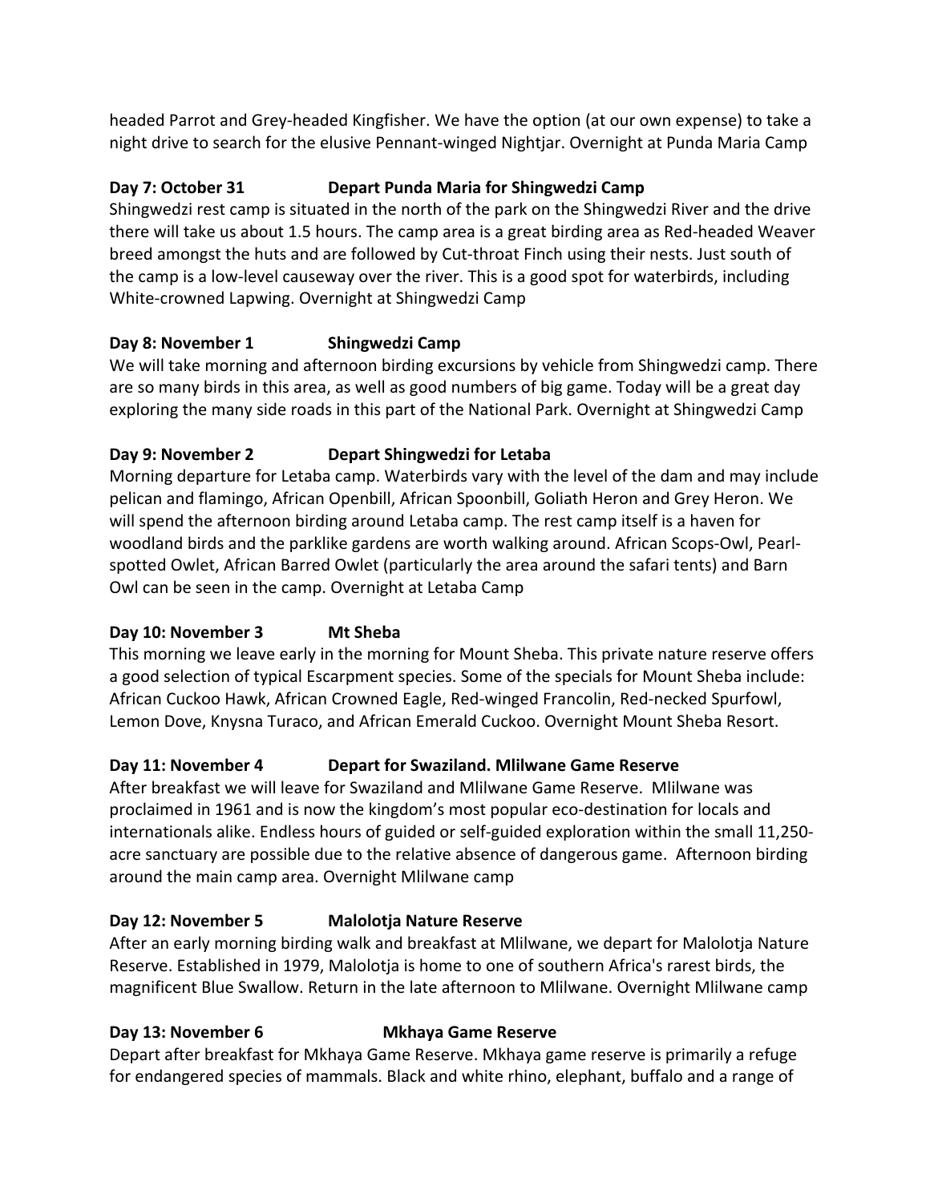headed Parrot and Grey-headed Kingfisher. We have the option (at our own expense) to take a night drive to search for the elusive Pennant-winged Nightjar. Overnight at Punda Maria Camp

**Day 7: October 31 Depart Punda Maria for Shingwedzi Camp**

Shingwedzi rest camp is situated in the north of the park on the Shingwedzi River and the drive there will take us about 1.5 hours. The camp area is a great birding area as Red-headed Weaver breed amongst the huts and are followed by Cut-throat Finch using their nests. Just south of the camp is a low-level causeway over the river. This is a good spot for waterbirds, including White-crowned Lapwing. Overnight at Shingwedzi Camp

**Day 8: November 1 Shingwedzi Camp**

We will take morning and afternoon birding excursions by vehicle from Shingwedzi camp. There are so many birds in this area, as well as good numbers of big game. Today will be a great day exploring the many side roads in this part of the National Park. Overnight at Shingwedzi Camp

**Day 9: November 2 Depart Shingwedzi for Letaba**

Morning departure for Letaba camp. Waterbirds vary with the level of the dam and may include pelican and flamingo, African Openbill, African Spoonbill, Goliath Heron and Grey Heron. We will spend the afternoon birding around Letaba camp. The rest camp itself is a haven for woodland birds and the parklike gardens are worth walking around. African Scops-Owl, Pearl-spotted Owlet, African Barred Owlet (particularly the area around the safari tents) and Barn Owl can be seen in the camp. Overnight at Letaba Camp

**Day 10: November 3 Mt Sheba**

This morning we leave early in the morning for Mount Sheba. This private nature reserve offers a good selection of typical Escarpment species. Some of the specials for Mount Sheba include: African Cuckoo Hawk, African Crowned Eagle, Red-winged Francolin, Red-necked Spurfowl, Lemon Dove, Knysna Turaco, and African Emerald Cuckoo. Overnight Mount Sheba Resort.

**Day 11: November 4 Depart for Swaziland. Mlilwane Game Reserve**

After breakfast we will leave for Swaziland and Mlilwane Game Reserve. Mlilwane was proclaimed in 1961 and is now the kingdom's most popular eco-destination for locals and internationals alike. Endless hours of guided or self-guided exploration within the small 11,250-acre sanctuary are possible due to the relative absence of dangerous game. Afternoon birding around the main camp area. Overnight Mlilwane camp

**Day 12: November 5 Malolotja Nature Reserve**

After an early morning birding walk and breakfast at Mlilwane, we depart for Malolotja Nature Reserve. Established in 1979, Malolotja is home to one of southern Africa's rarest birds, the magnificent Blue Swallow. Return in the late afternoon to Mlilwane. Overnight Mlilwane camp

**Day 13: November 6 Mkhaya Game Reserve**

Depart after breakfast for Mkhaya Game Reserve. Mkhaya game reserve is primarily a refuge for endangered species of mammals. Black and white rhino, elephant, buffalo and a range of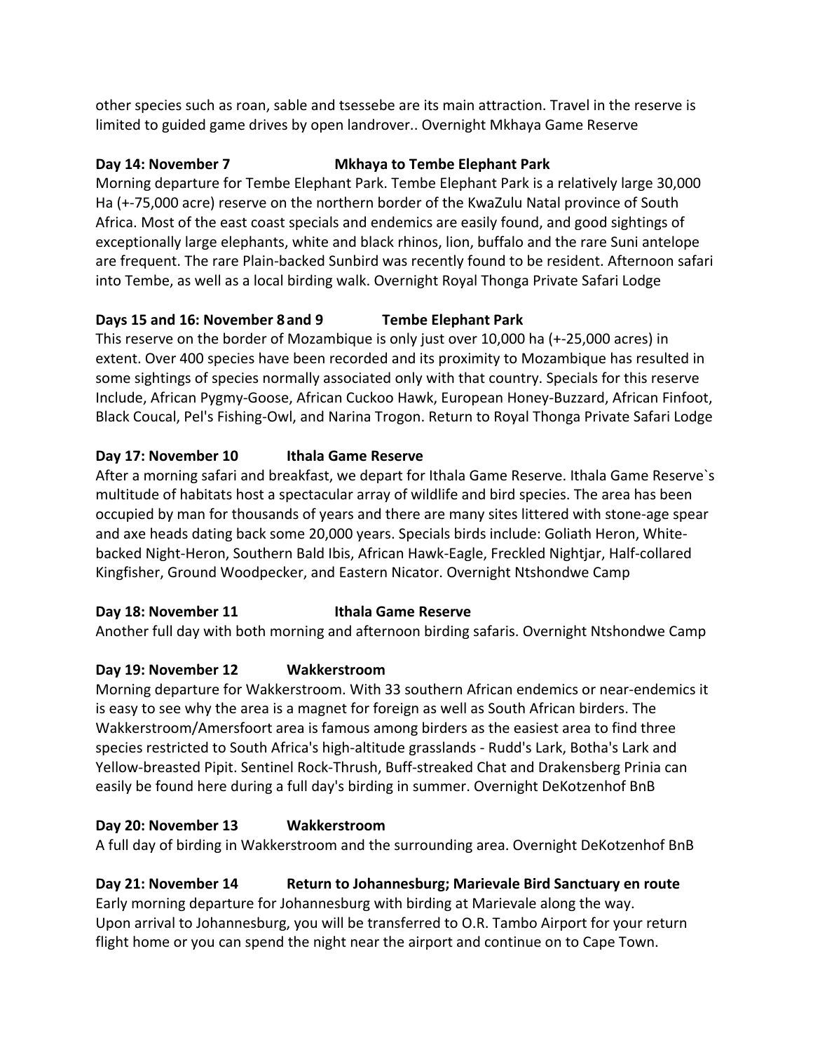other species such as roan, sable and tsessebe are its main attraction. Travel in the reserve is limited to guided game drives by open landrover.. Overnight Mkhaya Game Reserve

**Day 14: November 7 Mkhaya to Tembe Elephant Park**

Morning departure for Tembe Elephant Park. Tembe Elephant Park is a relatively large 30,000 Ha (+-75,000 acre) reserve on the northern border of the KwaZulu Natal province of South Africa. Most of the east coast specials and endemics are easily found, and good sightings of exceptionally large elephants, white and black rhinos, lion, buffalo and the rare Suni antelope are frequent. The rare Plain-backed Sunbird was recently found to be resident. Afternoon safari into Tembe, as well as a local birding walk. Overnight Royal Thonga Private Safari Lodge

**Days 15 and 16: November 8 and 9 Tembe Elephant Park**

This reserve on the border of Mozambique is only just over 10,000 ha (+-25,000 acres) in extent. Over 400 species have been recorded and its proximity to Mozambique has resulted in some sightings of species normally associated only with that country. Specials for this reserve Include, African Pygmy-Goose, African Cuckoo Hawk, European Honey-Buzzard, African Finfoot, Black Coucal, Pel's Fishing-Owl, and Narina Trogon. Return to Royal Thonga Private Safari Lodge

**Day 17: November 10 Ithala Game Reserve**

After a morning safari and breakfast, we depart for Ithala Game Reserve. Ithala Game Reserve`s multitude of habitats host a spectacular array of wildlife and bird species. The area has been occupied by man for thousands of years and there are many sites littered with stone-age spear and axe heads dating back some 20,000 years. Specials birds include: Goliath Heron, White-backed Night-Heron, Southern Bald Ibis, African Hawk-Eagle, Freckled Nightjar, Half-collared Kingfisher, Ground Woodpecker, and Eastern Nicator. Overnight Ntshondwe Camp

**Day 18: November 11 Ithala Game Reserve**

Another full day with both morning and afternoon birding safaris. Overnight Ntshondwe Camp

**Day 19: November 12 Wakkerstroom**

Morning departure for Wakkerstroom. With 33 southern African endemics or near-endemics it is easy to see why the area is a magnet for foreign as well as South African birders. The Wakkerstroom/Amersfoort area is famous among birders as the easiest area to find three species restricted to South Africa's high-altitude grasslands - Rudd's Lark, Botha's Lark and Yellow-breasted Pipit. Sentinel Rock-Thrush, Buff-streaked Chat and Drakensberg Prinia can easily be found here during a full day's birding in summer. Overnight DeKotzenhof BnB

**Day 20: November 13 Wakkerstroom**

A full day of birding in Wakkerstroom and the surrounding area. Overnight DeKotzenhof BnB

**Day 21: November 14 Return to Johannesburg; Marievale Bird Sanctuary en route**

Early morning departure for Johannesburg with birding at Marievale along the way. Upon arrival to Johannesburg, you will be transferred to O.R. Tambo Airport for your return flight home or you can spend the night near the airport and continue on to Cape Town.